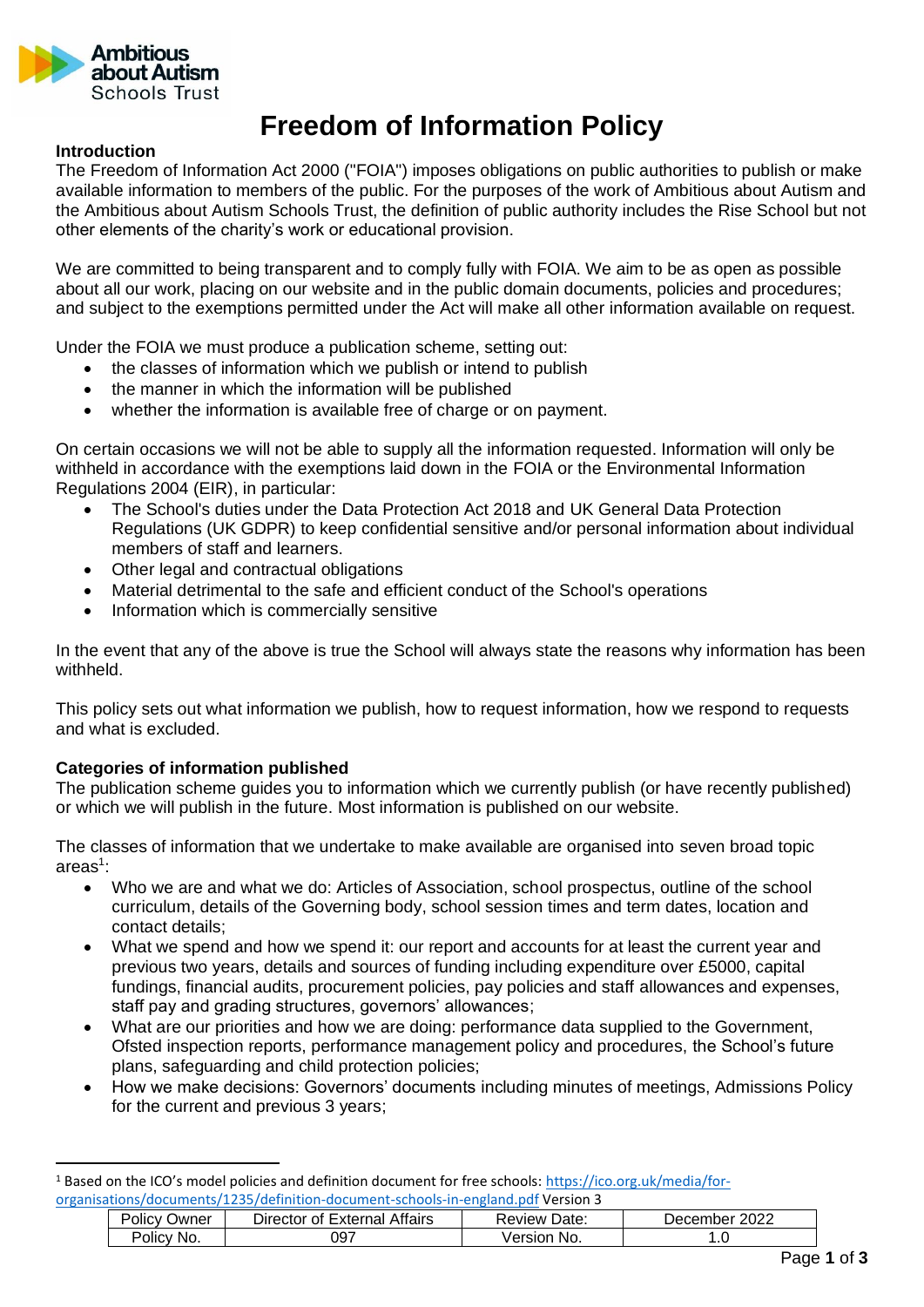Ambitious about Autism Schools Trust

# Freedom of Information Policy

**Introduction**

The Freedom of Information Act 2000 ("FOIA") imposes obligations on public authorities to publish or make available information to members of the public. For the purposes of the work of Ambitious about Autism and the Ambitious about Autism Schools Trust, the definition of public authority includes the Rise School but not other elements of the charity's work or educational provision.

We are committed to being transparent and to comply fully with FOIA. We aim to be as open as possible about all our work, placing on our website and in the public domain documents, policies and procedures; and subject to the exemptions permitted under the Act will make all other information available on request.

Under the FOIA we must produce a publication scheme, setting out:

- the classes of information which we publish or intend to publish
- the manner in which the information will be published
- whether the information is available free of charge or on payment.

On certain occasions we will not be able to supply all the information requested. Information will only be withheld in accordance with the exemptions laid down in the FOIA or the Environmental Information Regulations 2004 (EIR), in particular:

- The School's duties under the Data Protection Act 2018 and UK General Data Protection Regulations (UK GDPR) to keep confidential sensitive and/or personal information about individual members of staff and learners.
- Other legal and contractual obligations
- Material detrimental to the safe and efficient conduct of the School's operations
- Information which is commercially sensitive

In the event that any of the above is true the School will always state the reasons why information has been withheld.

This policy sets out what information we publish, how to request information, how we respond to requests and what is excluded.

**Categories of information published**

The publication scheme guides you to information which we currently publish (or have recently published) or which we will publish in the future. Most information is published on our website.

The classes of information that we undertake to make available are organised into seven broad topic areas[1]:

- Who we are and what we do: Articles of Association, school prospectus, outline of the school curriculum, details of the Governing body, school session times and term dates, location and contact details;
- What we spend and how we spend it: our report and accounts for at least the current year and previous two years, details and sources of funding including expenditure over £5000, capital fundings, financial audits, procurement policies, pay policies and staff allowances and expenses, staff pay and grading structures, governors' allowances;
- What are our priorities and how we are doing: performance data supplied to the Government, Ofsted inspection reports, performance management policy and procedures, the School's future plans, safeguarding and child protection policies;
- How we make decisions: Governors' documents including minutes of meetings, Admissions Policy for the current and previous 3 years;

[1] Based on the ICO's model policies and definition document for free schools: https://ico.org.uk/media/for-organisations/documents/1235/definition-document-schools-in-england.pdf Version 3

| Policy Owner | Director of External Affairs | Review Date: | December 2022 |
|---|---|---|---|
| Policy No. | 097 | Version No. | 1.0 |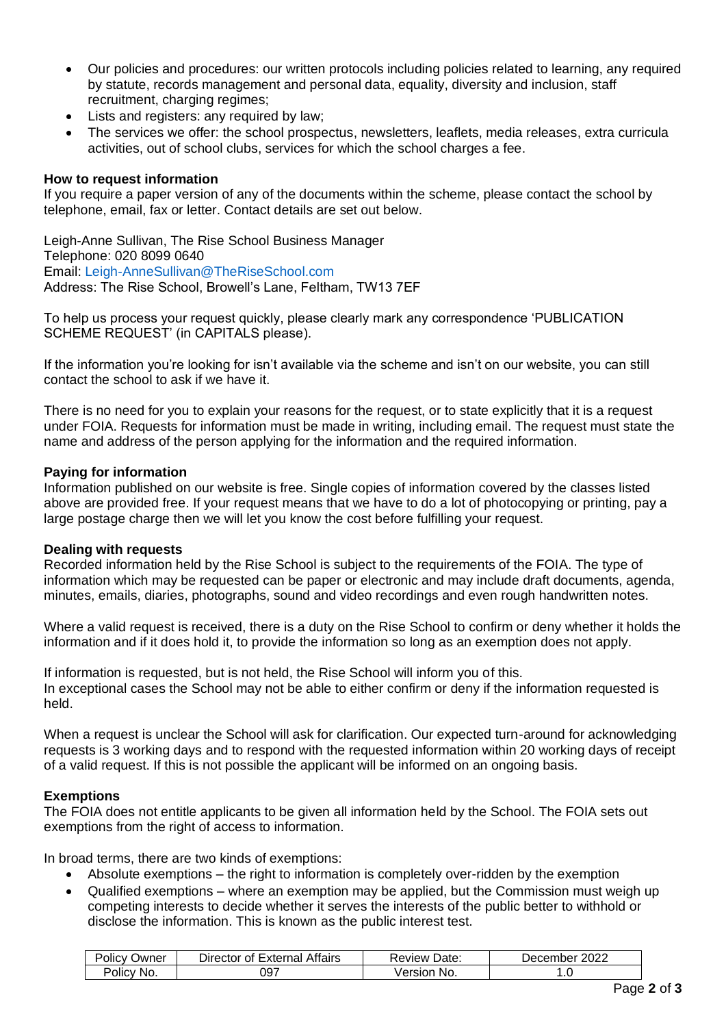- Our policies and procedures: our written protocols including policies related to learning, any required by statute, records management and personal data, equality, diversity and inclusion, staff recruitment, charging regimes;
- Lists and registers: any required by law;
- The services we offer: the school prospectus, newsletters, leaflets, media releases, extra curricula activities, out of school clubs, services for which the school charges a fee.

**How to request information**

If you require a paper version of any of the documents within the scheme, please contact the school by telephone, email, fax or letter. Contact details are set out below.

Leigh-Anne Sullivan, The Rise School Business Manager
Telephone: 020 8099 0640
Email: Leigh-AnneSullivan@TheRiseSchool.com
Address: The Rise School, Browell's Lane, Feltham, TW13 7EF

To help us process your request quickly, please clearly mark any correspondence 'PUBLICATION SCHEME REQUEST' (in CAPITALS please).

If the information you're looking for isn't available via the scheme and isn't on our website, you can still contact the school to ask if we have it.

There is no need for you to explain your reasons for the request, or to state explicitly that it is a request under FOIA. Requests for information must be made in writing, including email. The request must state the name and address of the person applying for the information and the required information.

**Paying for information**

Information published on our website is free. Single copies of information covered by the classes listed above are provided free. If your request means that we have to do a lot of photocopying or printing, pay a large postage charge then we will let you know the cost before fulfilling your request.

**Dealing with requests**

Recorded information held by the Rise School is subject to the requirements of the FOIA. The type of information which may be requested can be paper or electronic and may include draft documents, agenda, minutes, emails, diaries, photographs, sound and video recordings and even rough handwritten notes.

Where a valid request is received, there is a duty on the Rise School to confirm or deny whether it holds the information and if it does hold it, to provide the information so long as an exemption does not apply.

If information is requested, but is not held, the Rise School will inform you of this.
In exceptional cases the School may not be able to either confirm or deny if the information requested is held.

When a request is unclear the School will ask for clarification. Our expected turn-around for acknowledging requests is 3 working days and to respond with the requested information within 20 working days of receipt of a valid request. If this is not possible the applicant will be informed on an ongoing basis.

**Exemptions**

The FOIA does not entitle applicants to be given all information held by the School. The FOIA sets out exemptions from the right of access to information.

In broad terms, there are two kinds of exemptions:

- Absolute exemptions – the right to information is completely over-ridden by the exemption
- Qualified exemptions – where an exemption may be applied, but the Commission must weigh up competing interests to decide whether it serves the interests of the public better to withhold or disclose the information. This is known as the public interest test.

| Policy Owner | Director of External Affairs | Review Date: | December 2022 |
|---|---|---|---|
| Policy No. | 097 | Version No. | 1.0 |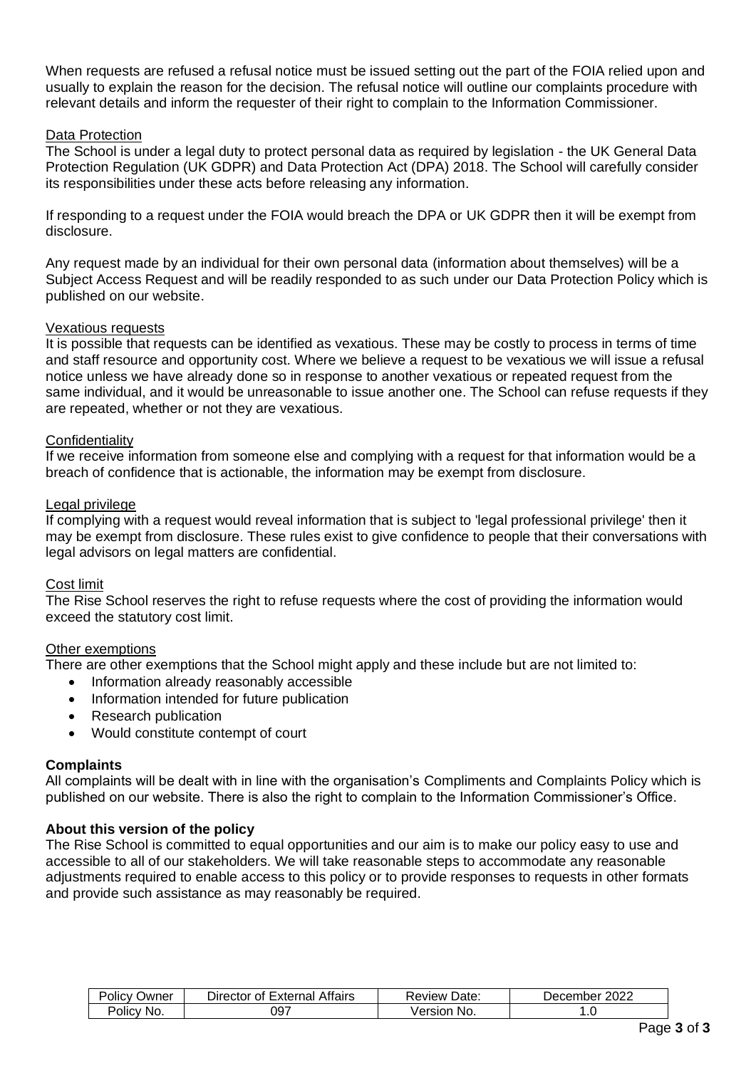When requests are refused a refusal notice must be issued setting out the part of the FOIA relied upon and usually to explain the reason for the decision. The refusal notice will outline our complaints procedure with relevant details and inform the requester of their right to complain to the Information Commissioner.

Data Protection

The School is under a legal duty to protect personal data as required by legislation - the UK General Data Protection Regulation (UK GDPR) and Data Protection Act (DPA) 2018. The School will carefully consider its responsibilities under these acts before releasing any information.

If responding to a request under the FOIA would breach the DPA or UK GDPR then it will be exempt from disclosure.

Any request made by an individual for their own personal data (information about themselves) will be a Subject Access Request and will be readily responded to as such under our Data Protection Policy which is published on our website.

Vexatious requests

It is possible that requests can be identified as vexatious. These may be costly to process in terms of time and staff resource and opportunity cost. Where we believe a request to be vexatious we will issue a refusal notice unless we have already done so in response to another vexatious or repeated request from the same individual, and it would be unreasonable to issue another one. The School can refuse requests if they are repeated, whether or not they are vexatious.

Confidentiality

If we receive information from someone else and complying with a request for that information would be a breach of confidence that is actionable, the information may be exempt from disclosure.

Legal privilege

If complying with a request would reveal information that is subject to 'legal professional privilege' then it may be exempt from disclosure. These rules exist to give confidence to people that their conversations with legal advisors on legal matters are confidential.

Cost limit

The Rise School reserves the right to refuse requests where the cost of providing the information would exceed the statutory cost limit.

Other exemptions

There are other exemptions that the School might apply and these include but are not limited to:

- Information already reasonably accessible
- Information intended for future publication
- Research publication
- Would constitute contempt of court

**Complaints**

All complaints will be dealt with in line with the organisation's Compliments and Complaints Policy which is published on our website. There is also the right to complain to the Information Commissioner's Office.

**About this version of the policy**

The Rise School is committed to equal opportunities and our aim is to make our policy easy to use and accessible to all of our stakeholders. We will take reasonable steps to accommodate any reasonable adjustments required to enable access to this policy or to provide responses to requests in other formats and provide such assistance as may reasonably be required.

| | | | |
|---|---|---|---|
| Policy Owner | Director of External Affairs | Review Date: | December 2022 |
| Policy No. | 097 | Version No. | 1.0 |